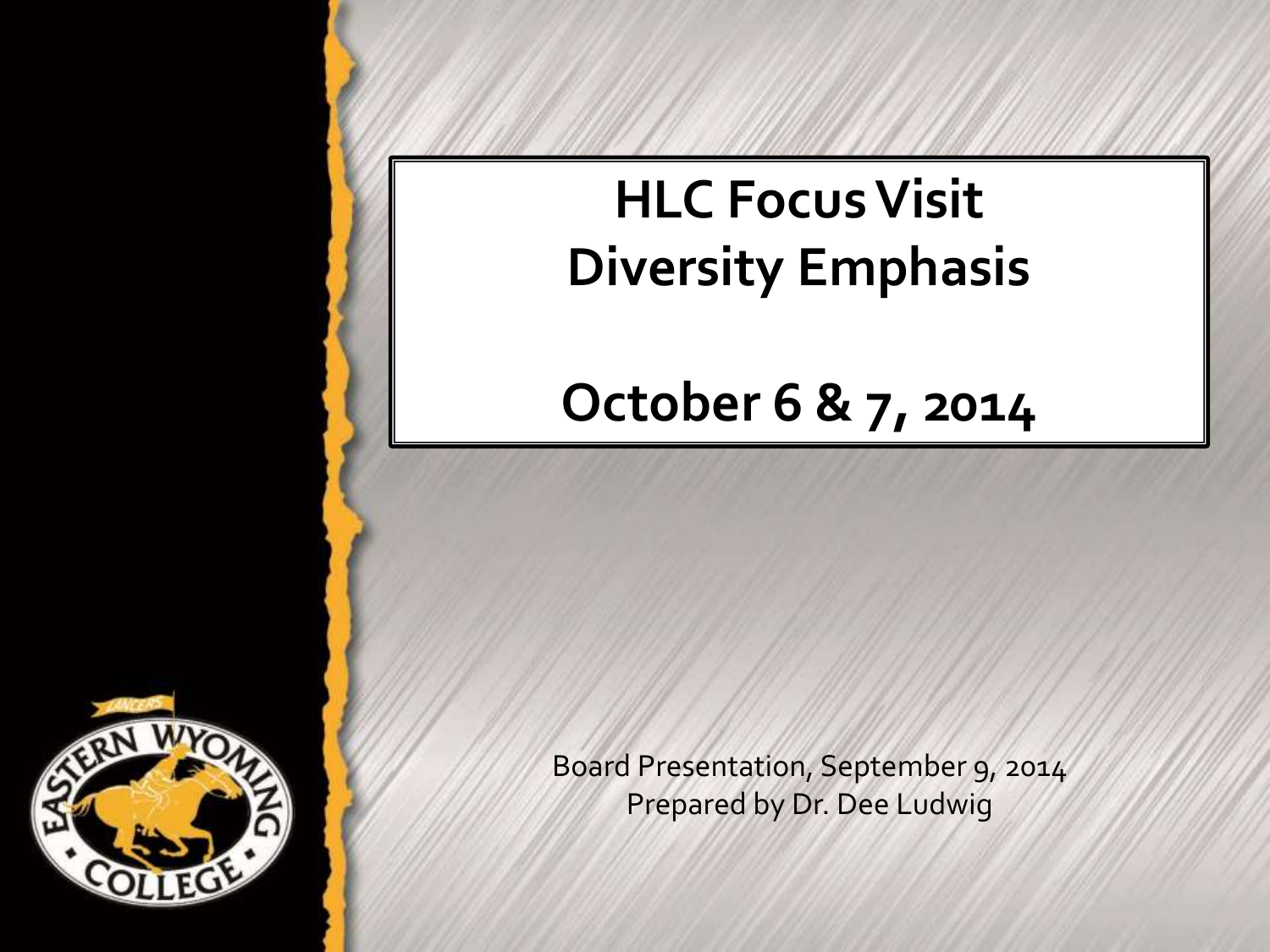# HLC Focus Visit
# Diversity Emphasis

# October 6 & 7, 2014

Board Presentation, September 9, 2014
Prepared by Dr. Dee Ludwig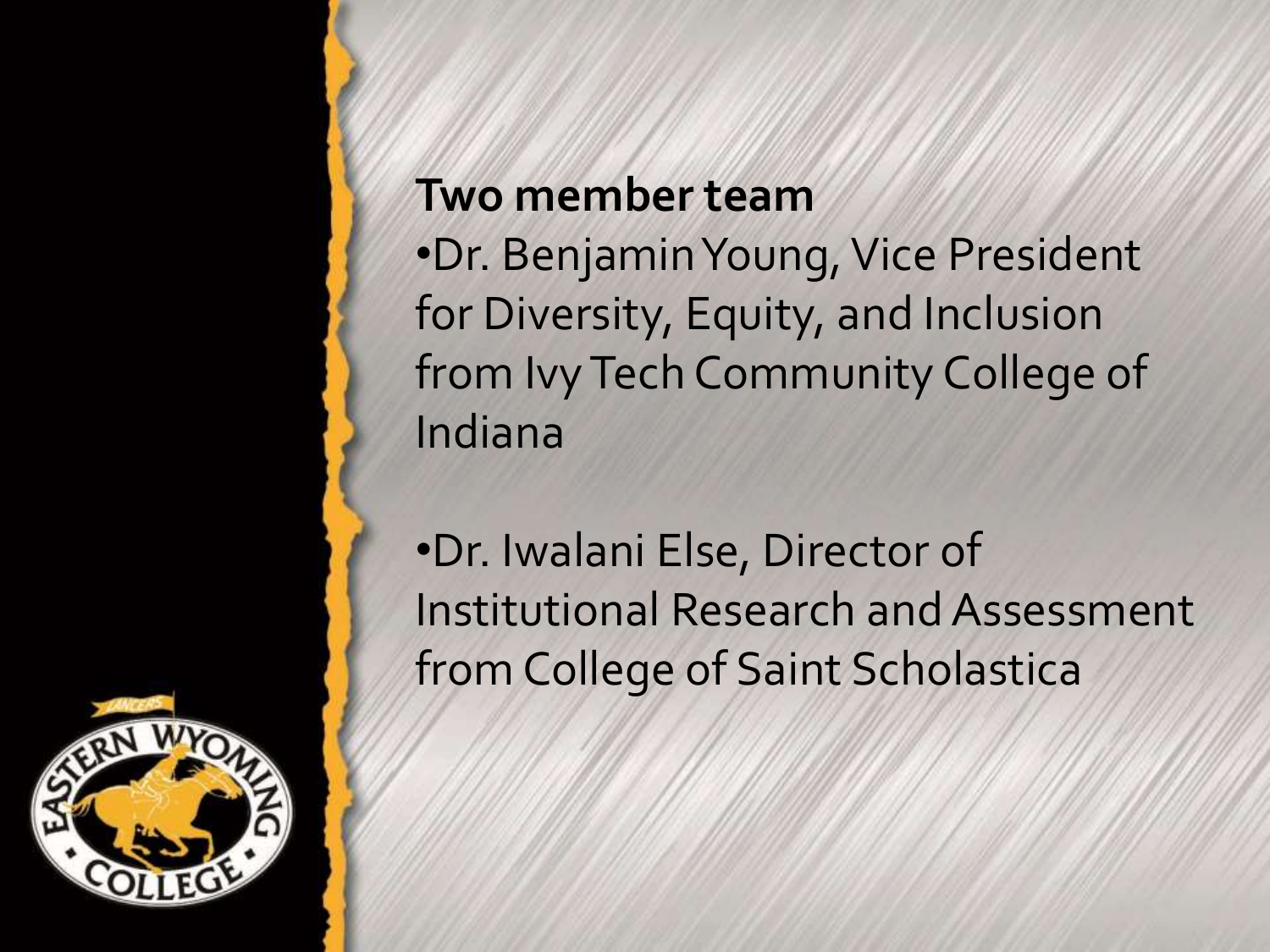**Two member team**

- Dr. Benjamin Young, Vice President for Diversity, Equity, and Inclusion from Ivy Tech Community College of Indiana

- Dr. Iwalani Else, Director of Institutional Research and Assessment from College of Saint Scholastica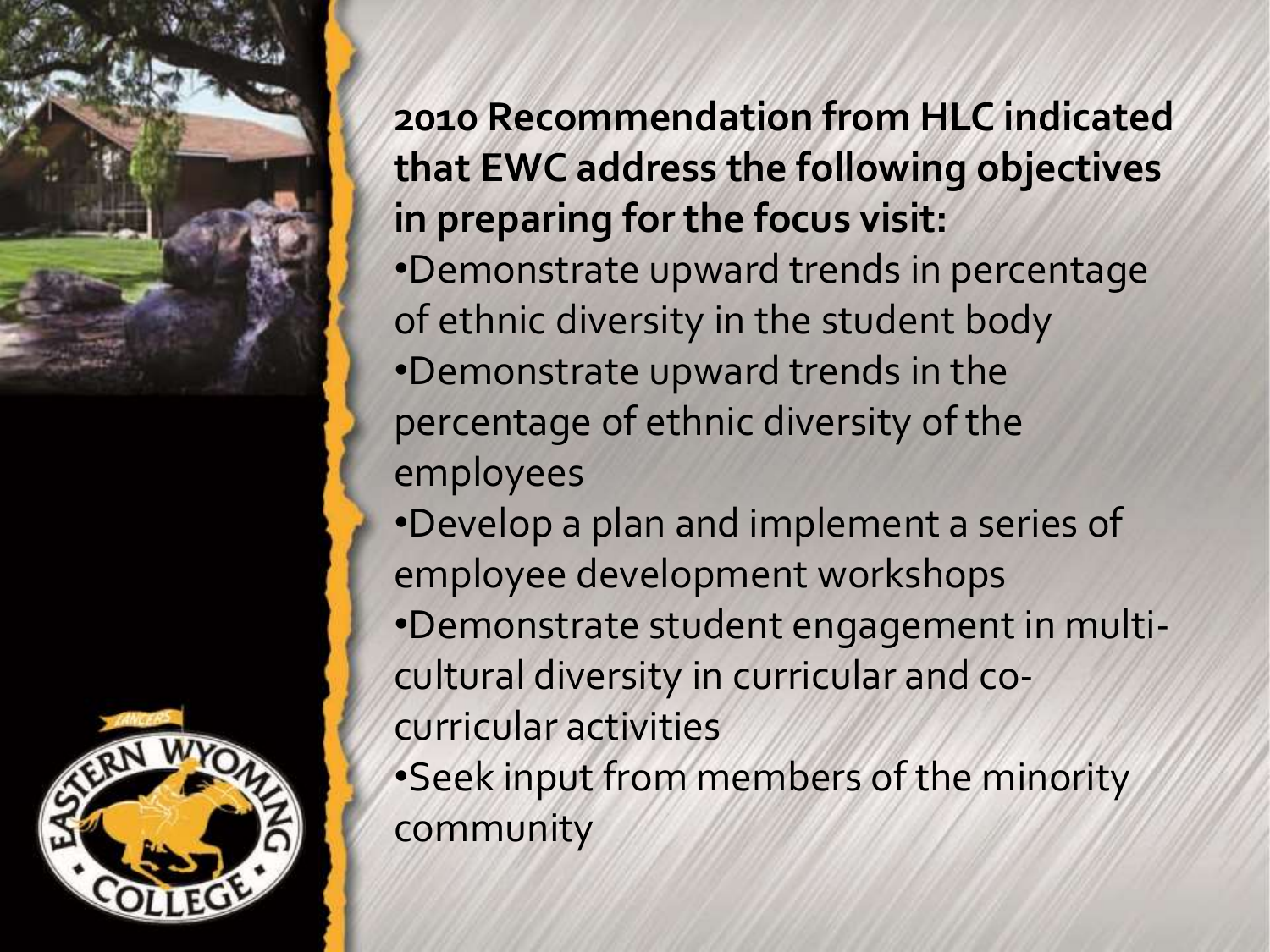**2010 Recommendation from HLC indicated that EWC address the following objectives in preparing for the focus visit:**

- Demonstrate upward trends in percentage of ethnic diversity in the student body
- Demonstrate upward trends in the percentage of ethnic diversity of the employees
- Develop a plan and implement a series of employee development workshops
- Demonstrate student engagement in multi-cultural diversity in curricular and co-curricular activities
- Seek input from members of the minority community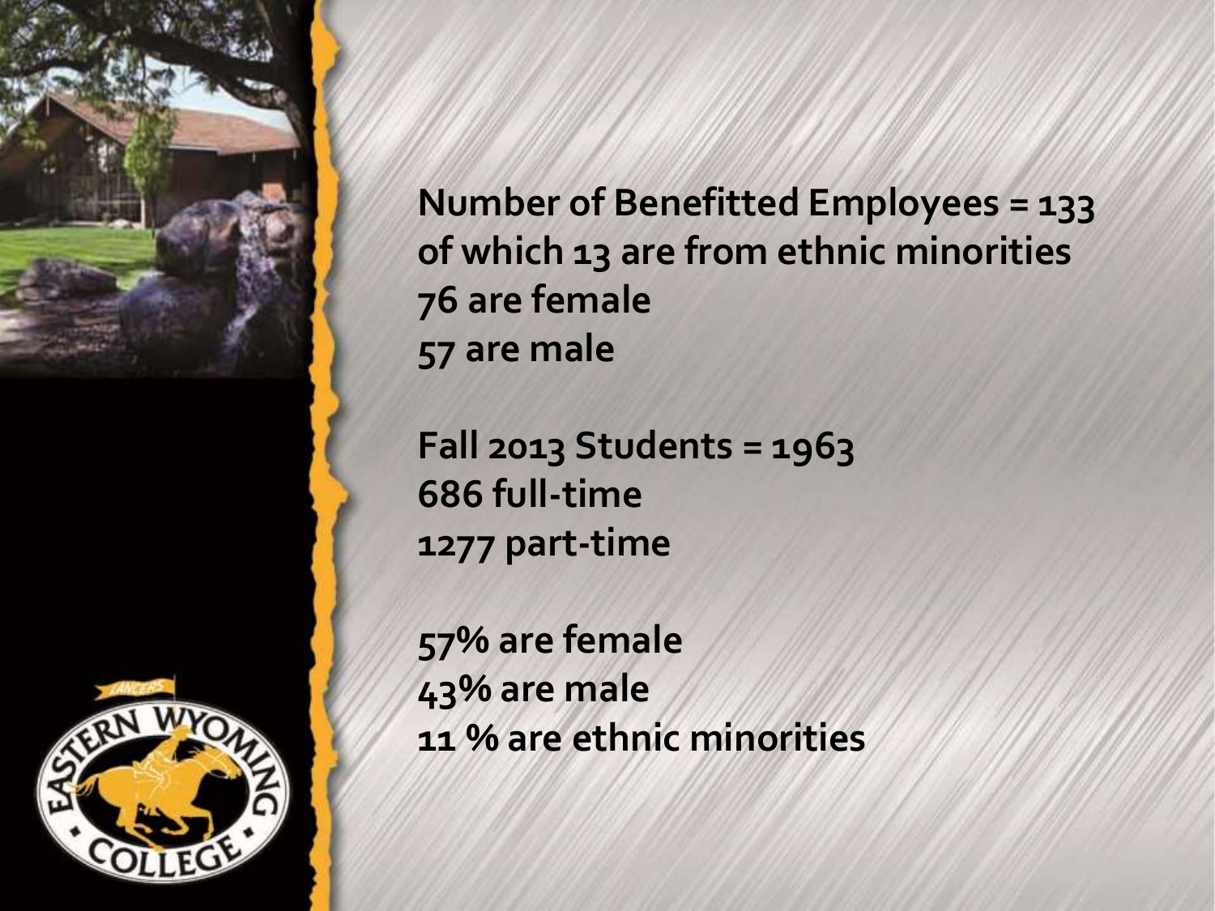Number of Benefitted Employees = 133
of which 13 are from ethnic minorities
76 are female
57 are male

Fall 2013 Students = 1963
686 full-time
1277 part-time

57% are female
43% are male
11 % are ethnic minorities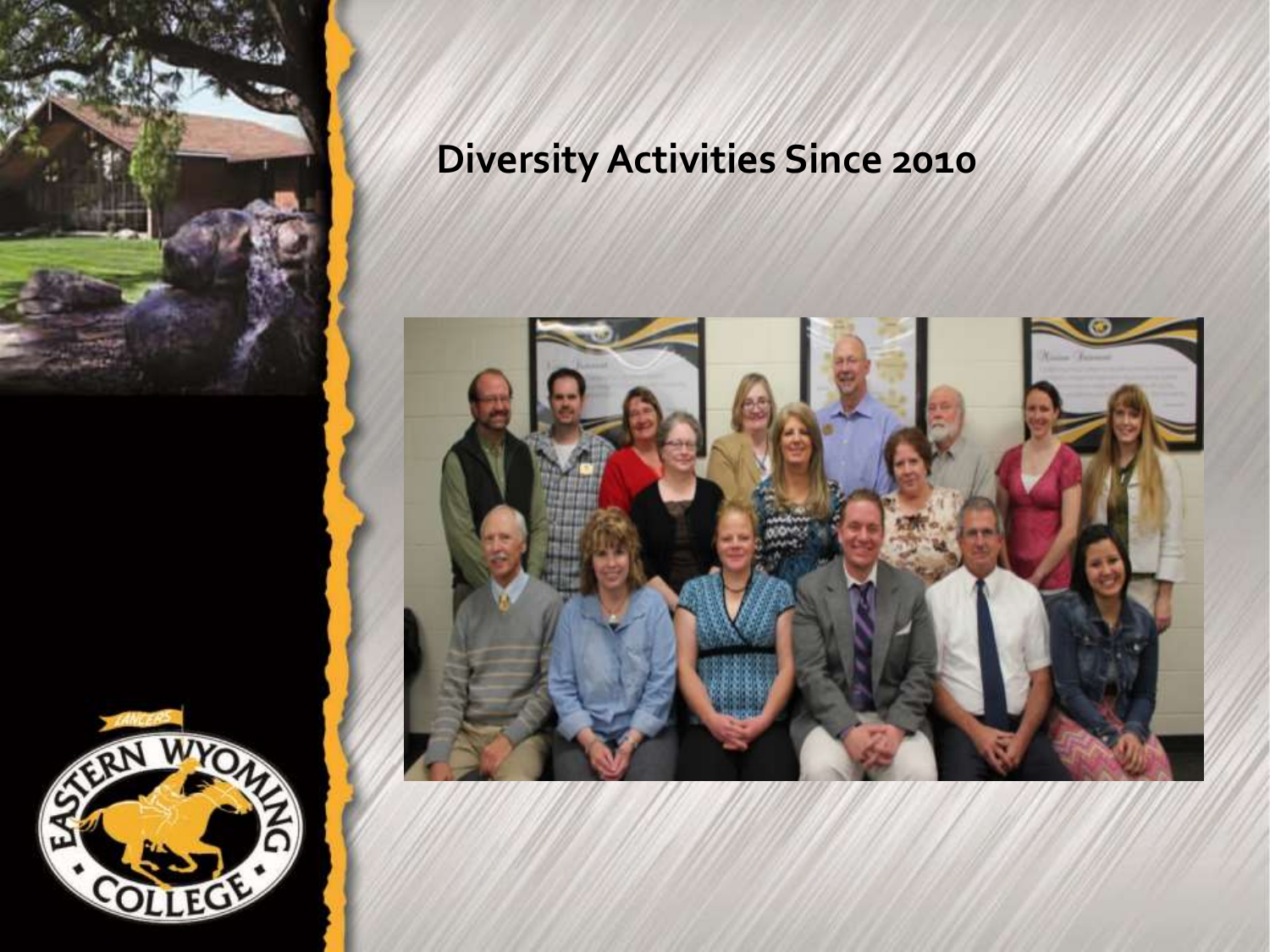# Diversity Activities Since 2010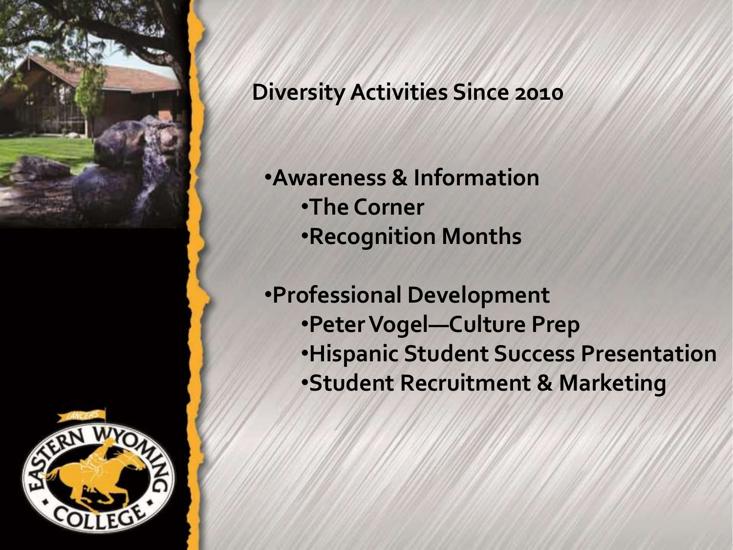## Diversity Activities Since 2010

- Awareness & Information
  - The Corner
  - Recognition Months
- Professional Development
  - Peter Vogel—Culture Prep
  - Hispanic Student Success Presentation
  - Student Recruitment & Marketing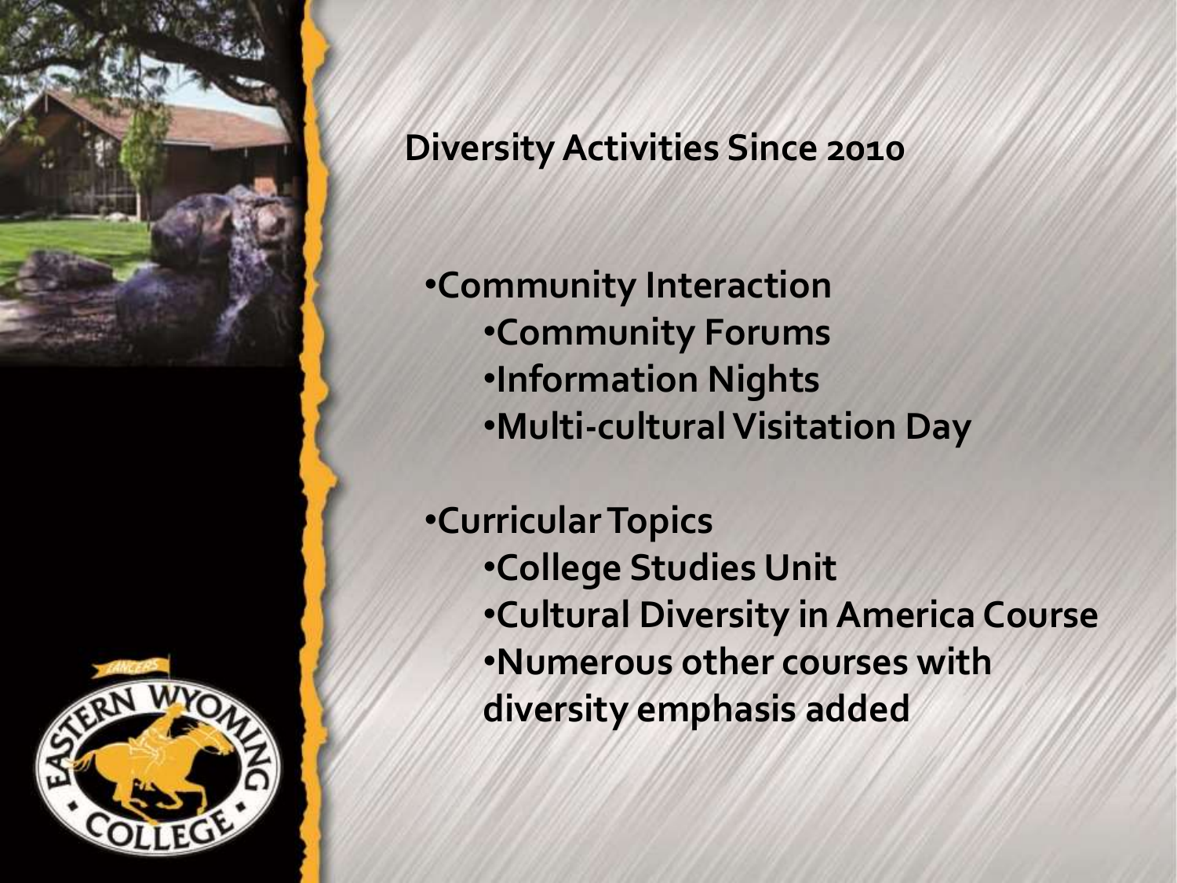## Diversity Activities Since 2010

- Community Interaction
  - Community Forums
  - Information Nights
  - Multi-cultural Visitation Day

- Curricular Topics
  - College Studies Unit
  - Cultural Diversity in America Course
  - Numerous other courses with diversity emphasis added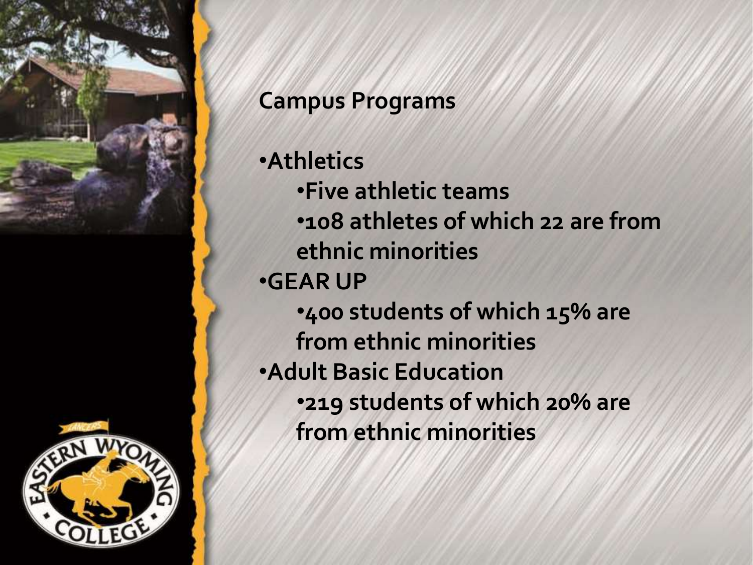## Campus Programs

- Athletics
  - Five athletic teams
  - 108 athletes of which 22 are from ethnic minorities
- GEAR UP
  - 400 students of which 15% are from ethnic minorities
- Adult Basic Education
  - 219 students of which 20% are from ethnic minorities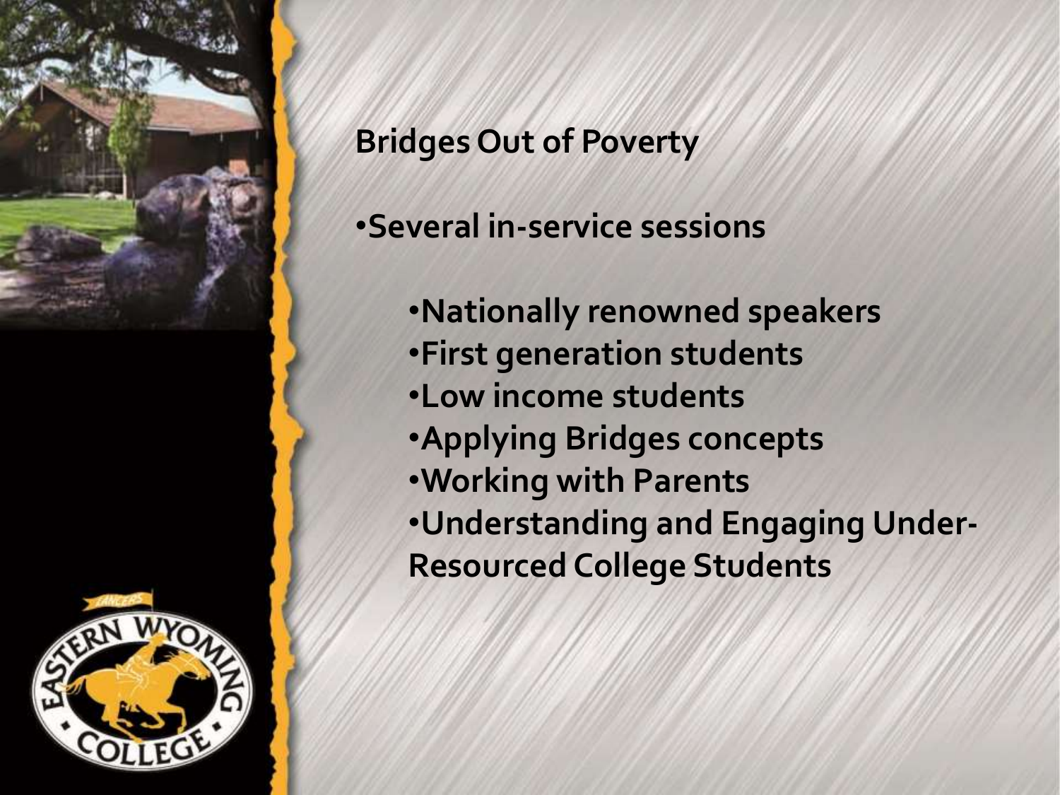## Bridges Out of Poverty

- **Several in-service sessions**
  - **Nationally renowned speakers**
  - **First generation students**
  - **Low income students**
  - **Applying Bridges concepts**
  - **Working with Parents**
  - **Understanding and Engaging Under-Resourced College Students**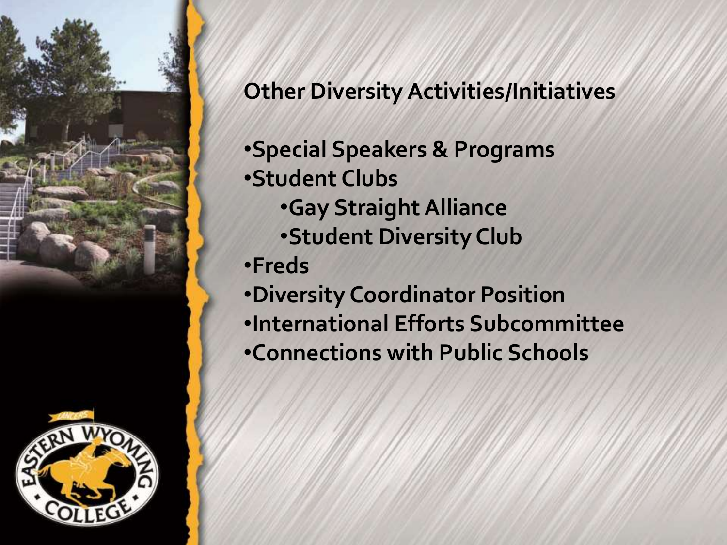## Other Diversity Activities/Initiatives

- **Special Speakers & Programs**
- **Student Clubs**
  - **Gay Straight Alliance**
  - **Student Diversity Club**
- **Freds**
- **Diversity Coordinator Position**
- **International Efforts Subcommittee**
- **Connections with Public Schools**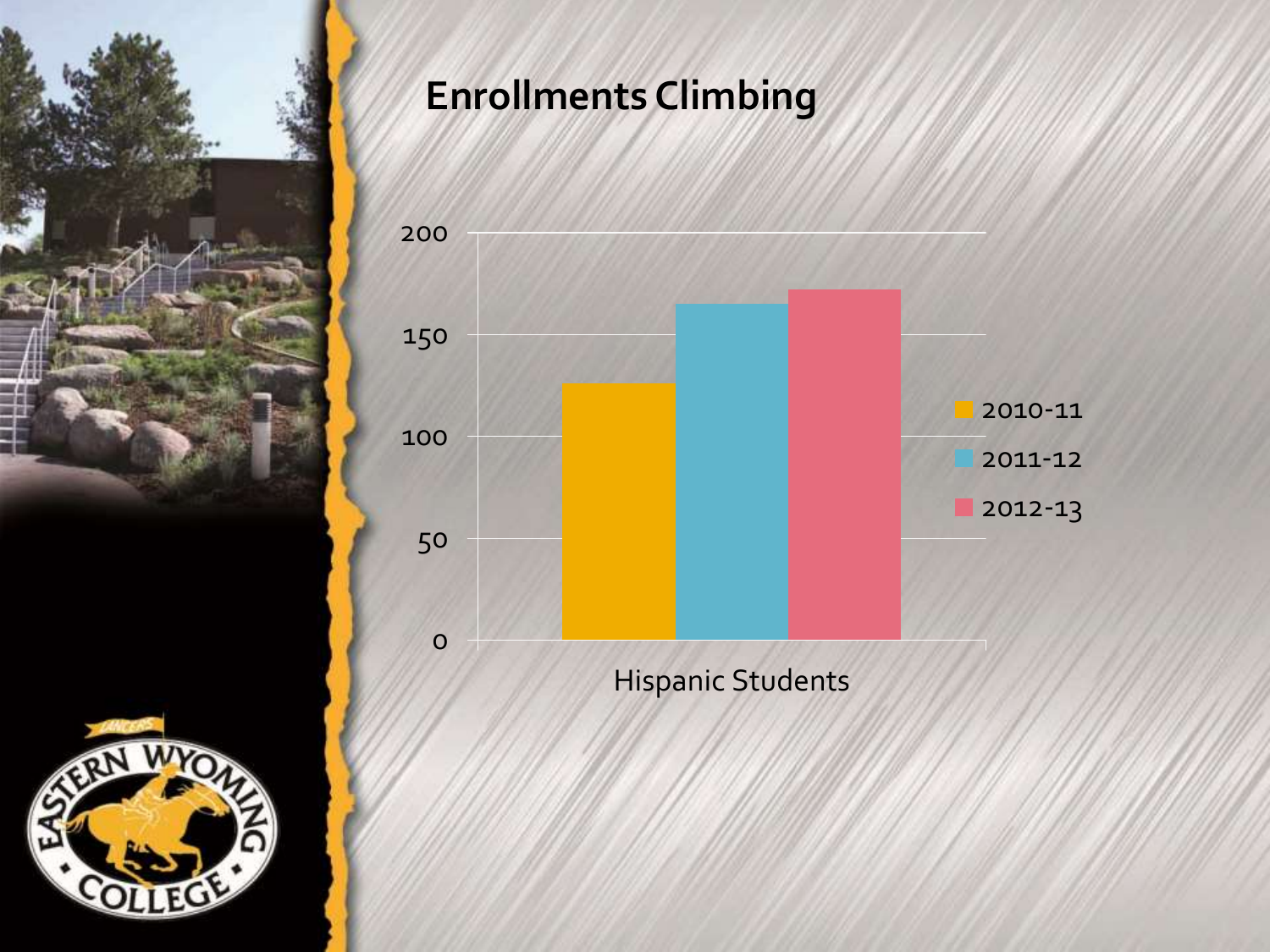# Enrollments Climbing

Hispanic Students

- 2010-11
- 2011-12
- 2012-13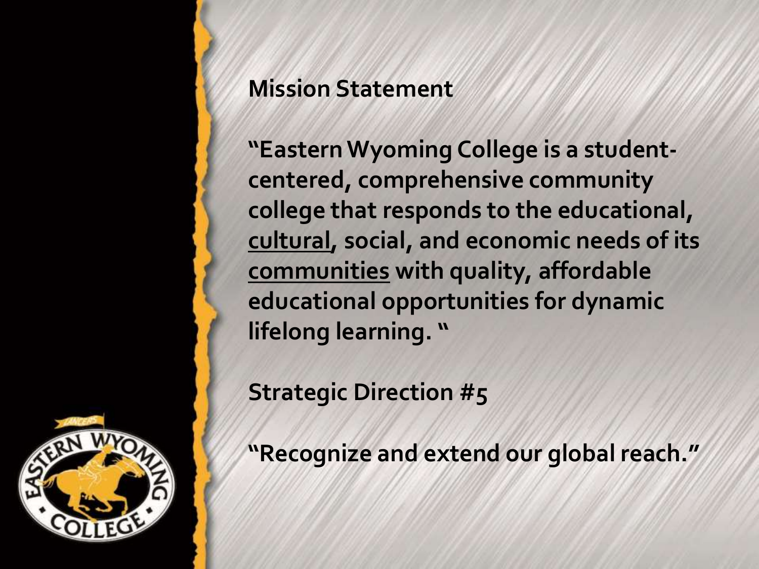**Mission Statement**

**"Eastern Wyoming College is a student-centered, comprehensive community college that responds to the educational, <u>cultural</u>, social, and economic needs of its <u>communities</u> with quality, affordable educational opportunities for dynamic lifelong learning. "**

**Strategic Direction #5**

**"Recognize and extend our global reach."**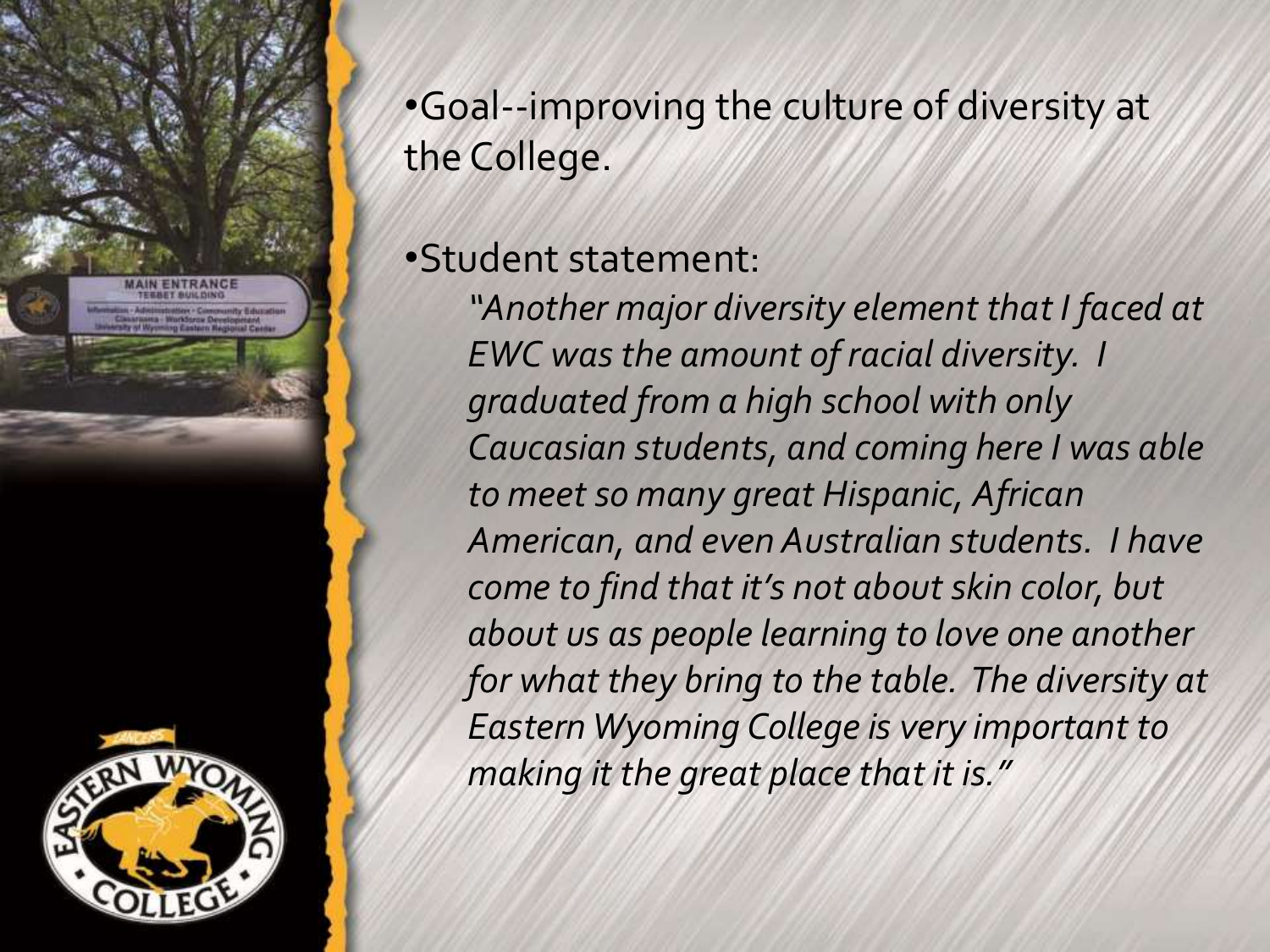- Goal--improving the culture of diversity at the College.

- Student statement:

  *"Another major diversity element that I faced at EWC was the amount of racial diversity. I graduated from a high school with only Caucasian students, and coming here I was able to meet so many great Hispanic, African American, and even Australian students. I have come to find that it's not about skin color, but about us as people learning to love one another for what they bring to the table. The diversity at Eastern Wyoming College is very important to making it the great place that it is."*